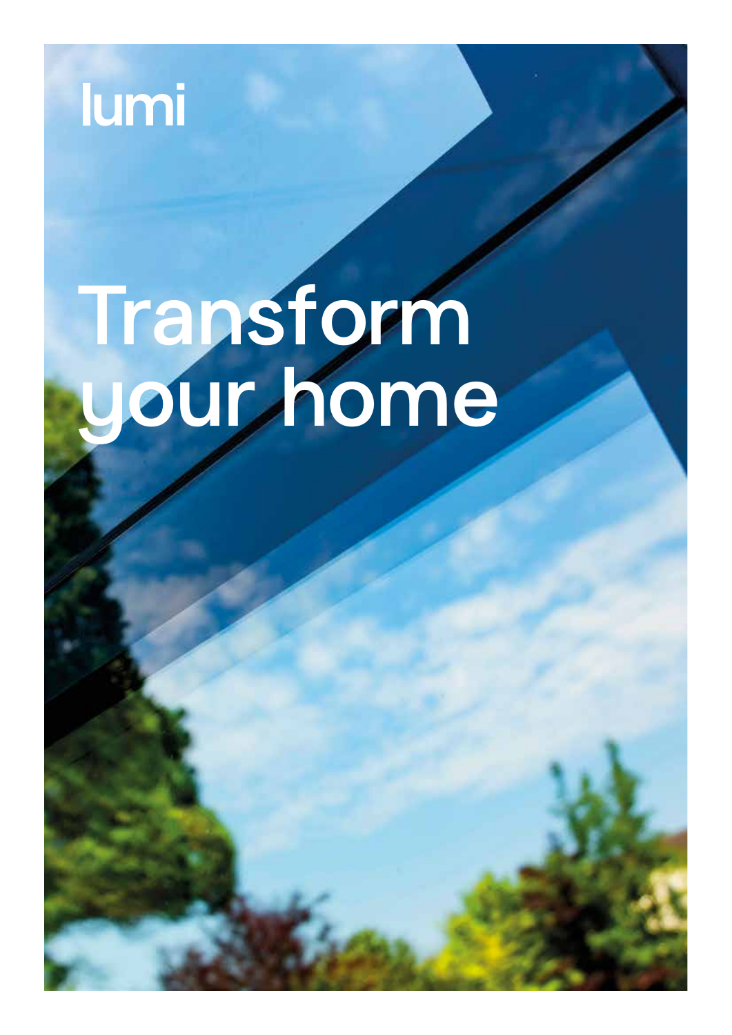lumi

# Transform your home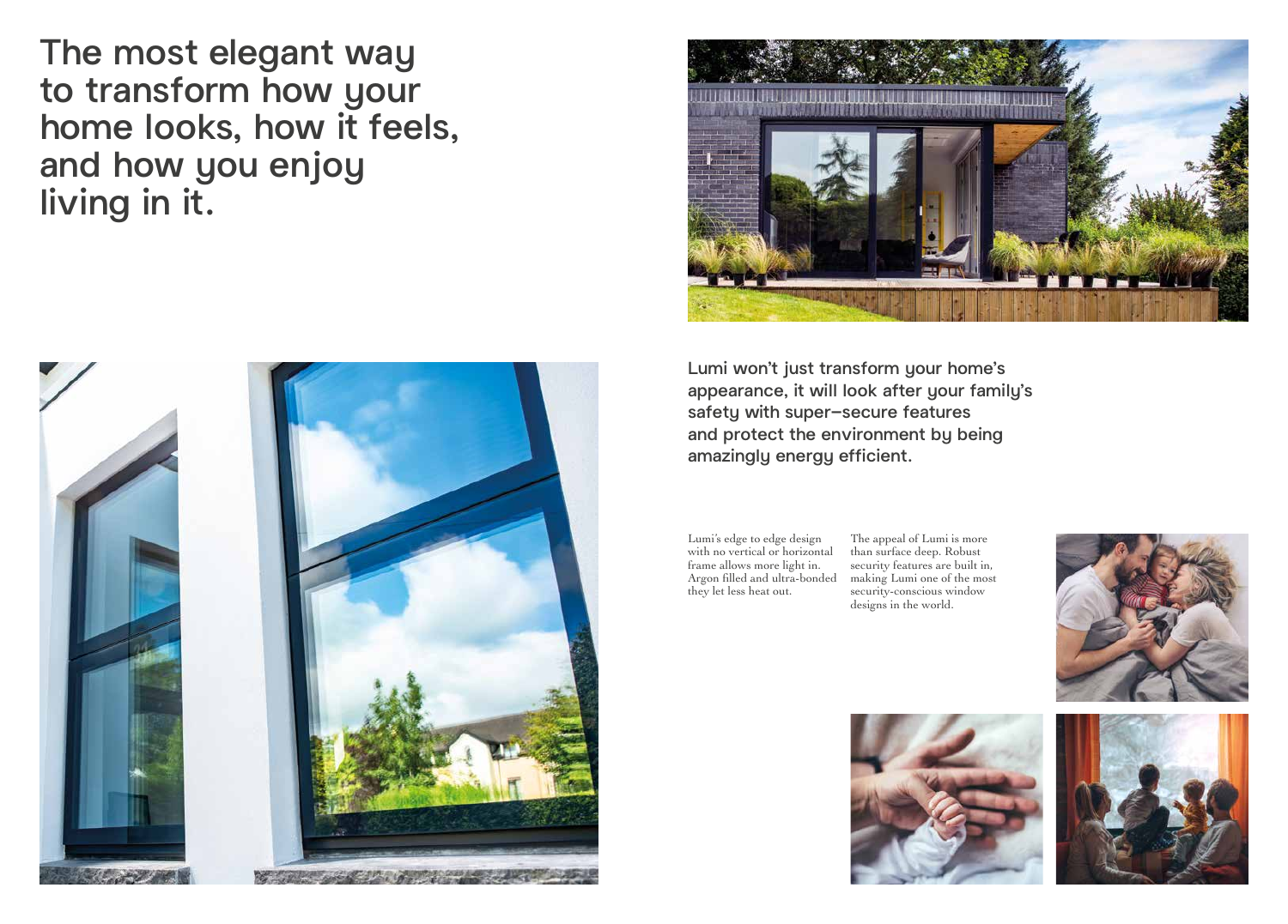# The most elegant way to transform how your home looks, how it feels, and how you enjoy living in it.

Lumi won't just transform your home's appearance, it will look after your family's safety with super-secure features and protect the environment by being amazingly energy efficient.

Lumi's edge to edge design with no vertical or horizontal frame allows more light in. Argon filled and ultra-bonded they let less heat out.

The appeal of Lumi is more than surface deep. Robust security features are built in, making Lumi one of the most security-conscious window designs in the world.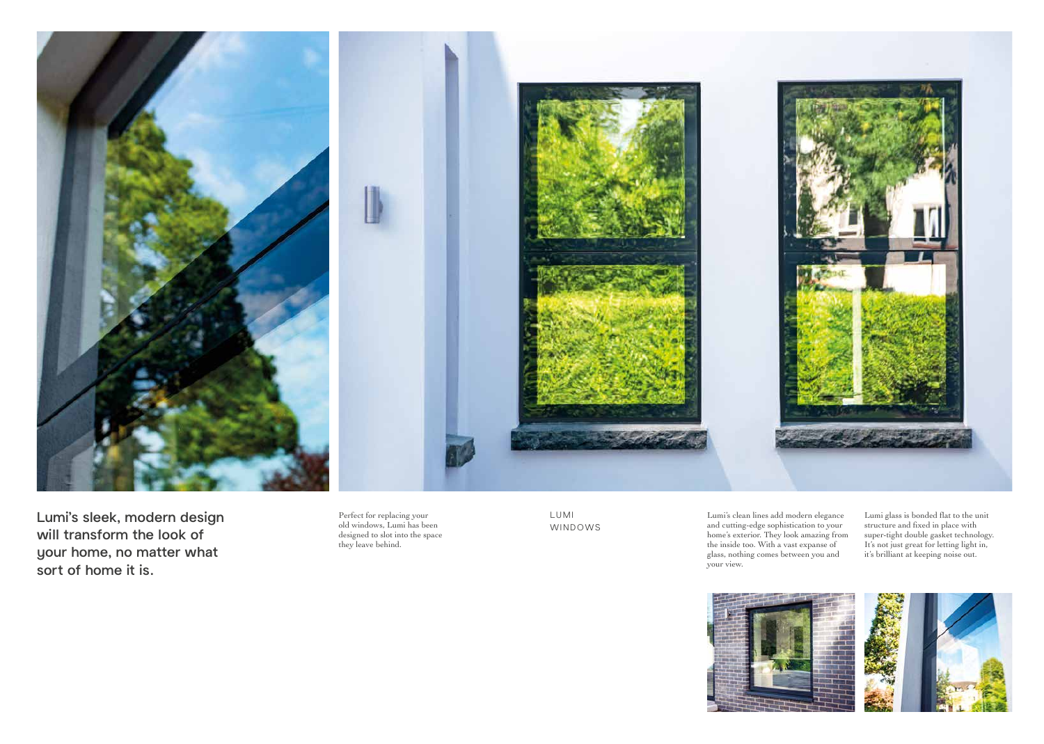**Lumi's sleek, modern design will transform the look of your home, no matter what sort of home it is.**

Perfect for replacing your old windows, Lumi has been designed to slot into the space they leave behind.

## LUMI WINDOWS

Lumi's clean lines add modern elegance and cutting-edge sophistication to your home's exterior. They look amazing from the inside too. With a vast expanse of glass, nothing comes between you and your view.

Lumi glass is bonded flat to the unit structure and fixed in place with super-tight double gasket technology. It's not just great for letting light in, it's brilliant at keeping noise out.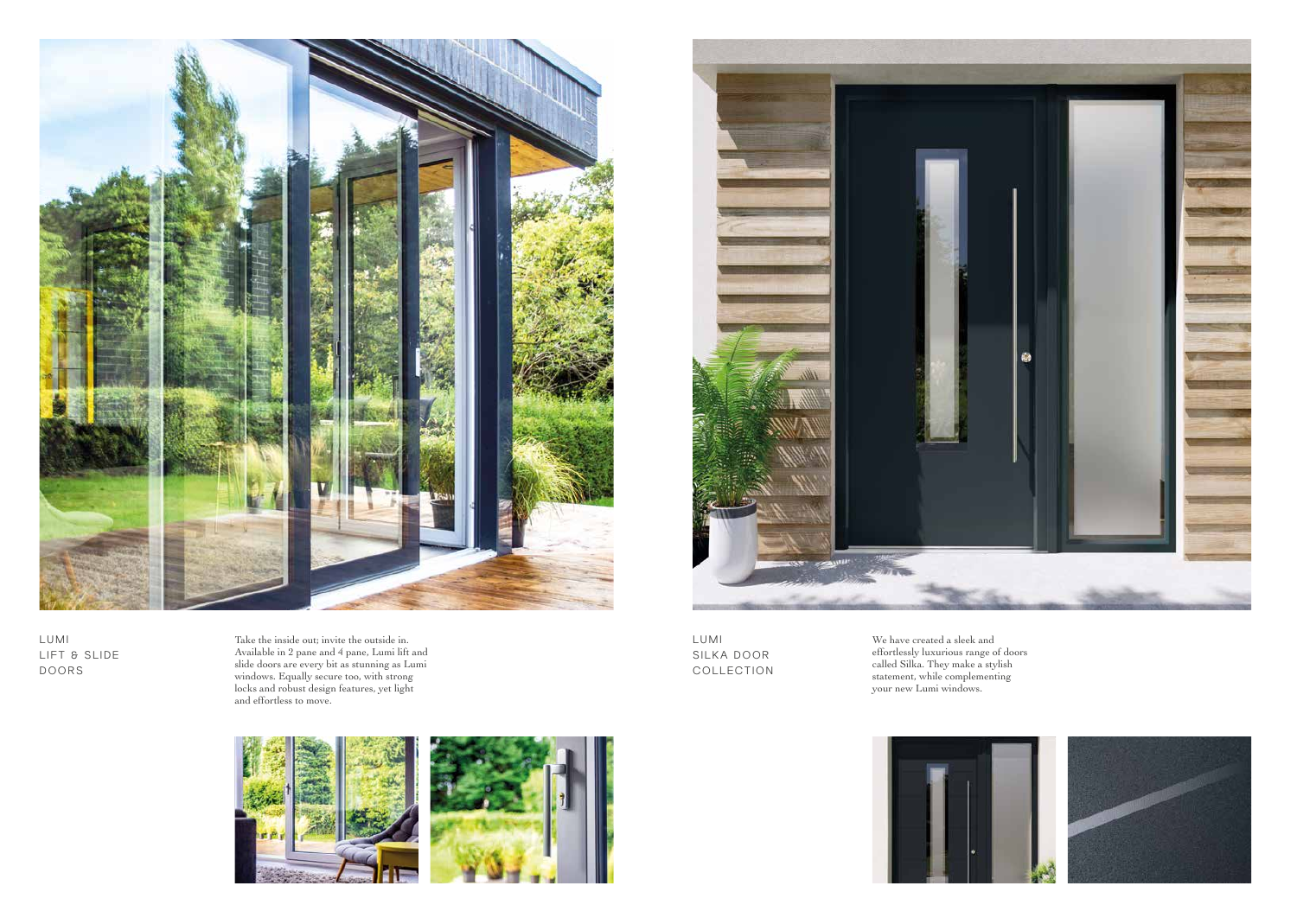## LUMI LIFT & SLIDE DOORS

Take the inside out; invite the outside in. Available in 2 pane and 4 pane, Lumi lift and slide doors are every bit as stunning as Lumi windows. Equally secure too, with strong locks and robust design features, yet light and effortless to move.

## LUMI SILKA DOOR COLLECTION

We have created a sleek and effortlessly luxurious range of doors called Silka. They make a stylish statement, while complementing your new Lumi windows.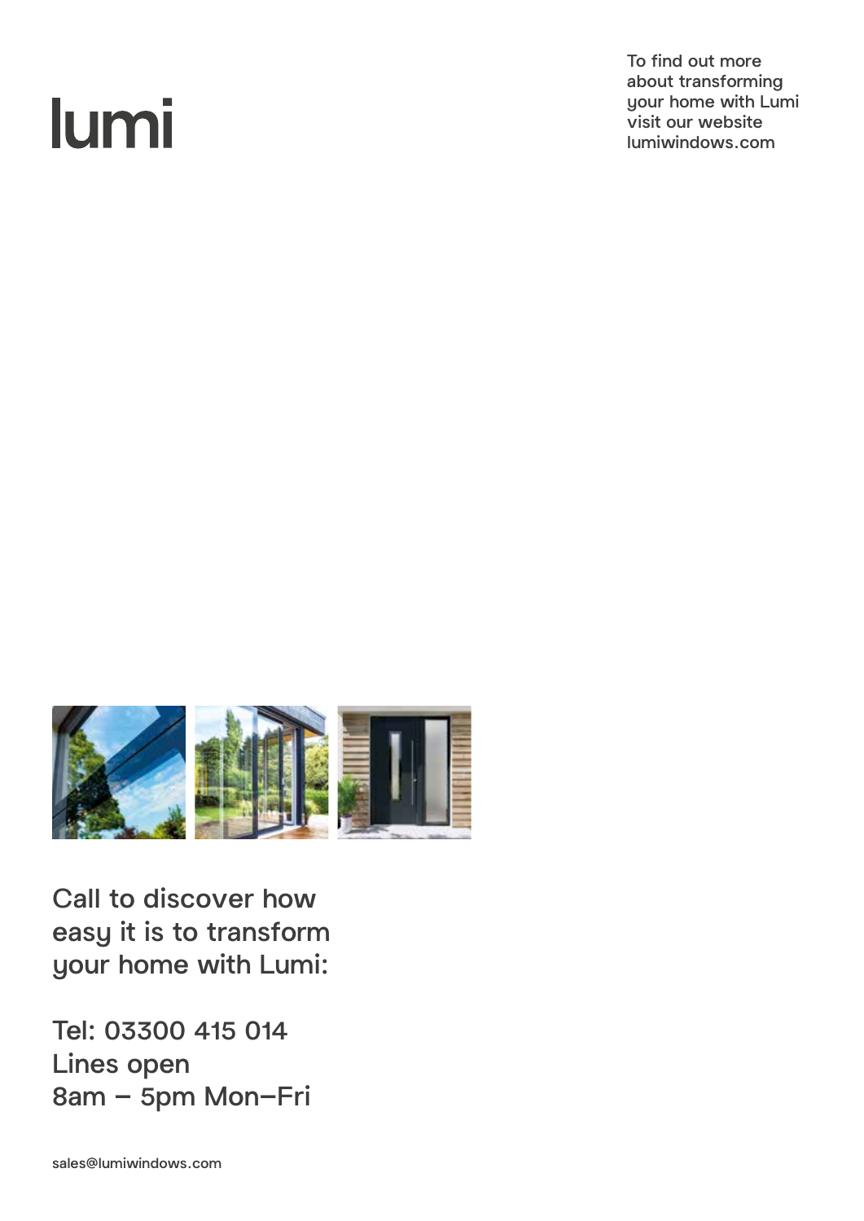lumi

To find out more about transforming your home with Lumi visit our website lumiwindows.com

Call to discover how easy it is to transform your home with Lumi:

Tel: 03300 415 014
Lines open
8am – 5pm Mon–Fri

sales@lumiwindows.com